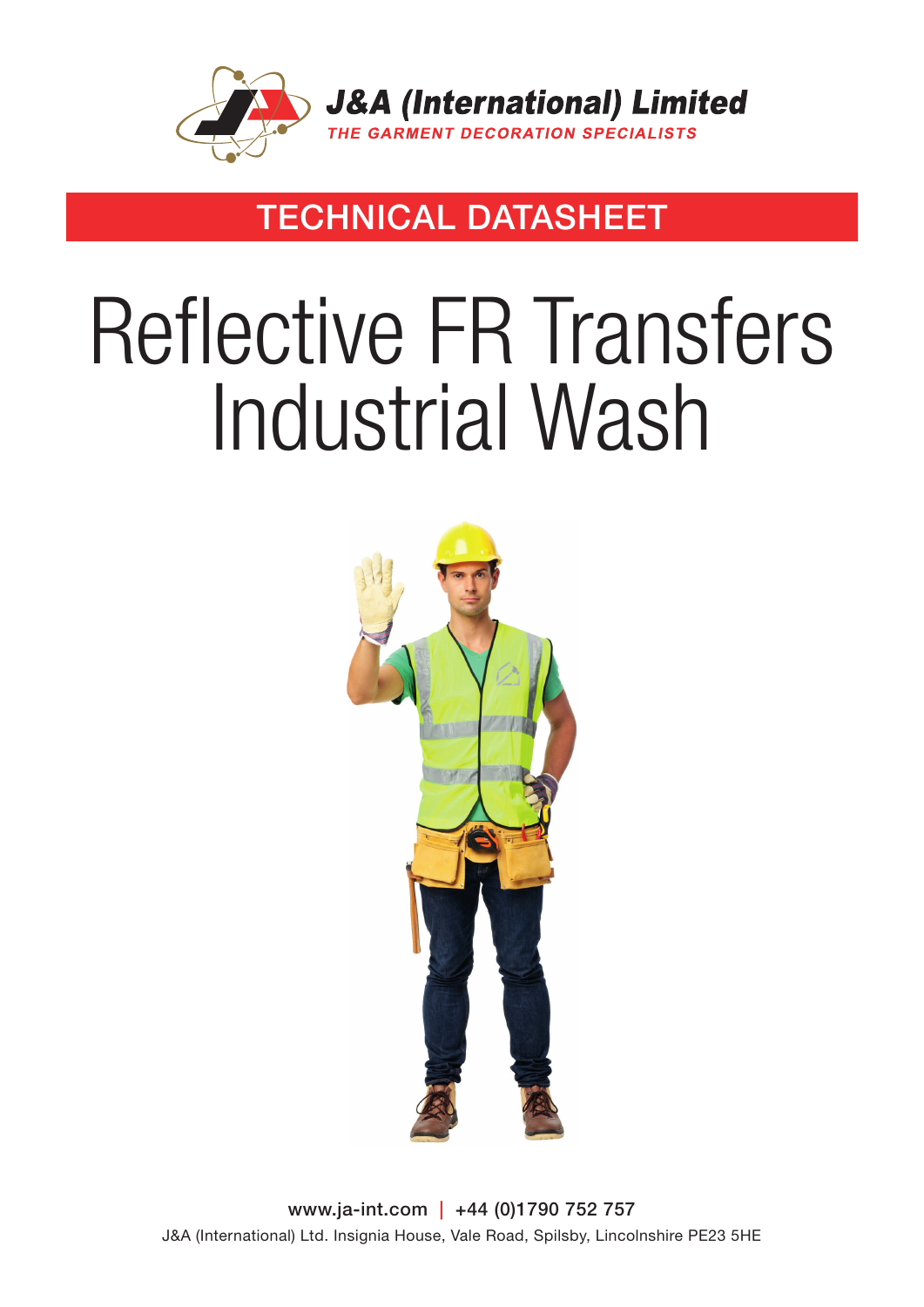**J&A (International) Limited**
*THE GARMENT DECORATION SPECIALISTS*

## TECHNICAL DATASHEET

# Reflective FR Transfers Industrial Wash

www.ja-int.com | +44 (0)1790 752 757

J&A (International) Ltd. Insignia House, Vale Road, Spilsby, Lincolnshire PE23 5HE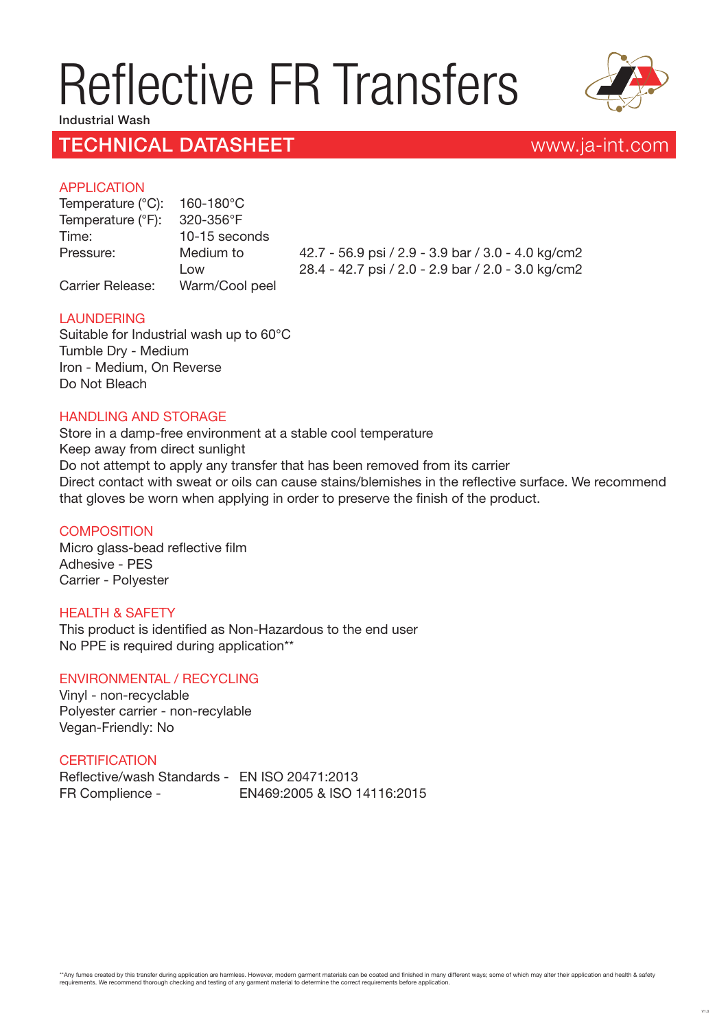# Reflective FR Transfers

Industrial Wash

## TECHNICAL DATASHEET

www.ja-int.com

### APPLICATION

| | | |
|---|---|---|
| Temperature (°C): | 160-180°C | |
| Temperature (°F): | 320-356°F | |
| Time: | 10-15 seconds | |
| Pressure: | Medium to | 42.7 - 56.9 psi / 2.9 - 3.9 bar / 3.0 - 4.0 kg/cm2 |
| | Low | 28.4 - 42.7 psi / 2.0 - 2.9 bar / 2.0 - 3.0 kg/cm2 |
| Carrier Release: | Warm/Cool peel | |

### LAUNDERING

Suitable for Industrial wash up to 60°C
Tumble Dry - Medium
Iron - Medium, On Reverse
Do Not Bleach

### HANDLING AND STORAGE

Store in a damp-free environment at a stable cool temperature
Keep away from direct sunlight
Do not attempt to apply any transfer that has been removed from its carrier
Direct contact with sweat or oils can cause stains/blemishes in the reflective surface. We recommend that gloves be worn when applying in order to preserve the finish of the product.

### COMPOSITION

Micro glass-bead reflective film
Adhesive - PES
Carrier - Polyester

### HEALTH & SAFETY

This product is identified as Non-Hazardous to the end user
No PPE is required during application**

### ENVIRONMENTAL / RECYCLING

Vinyl - non-recyclable
Polyester carrier - non-recylable
Vegan-Friendly: No

### CERTIFICATION

| | |
|---|---|
| Reflective/wash Standards - | EN ISO 20471:2013 |
| FR Complience - | EN469:2005 & ISO 14116:2015 |

**Any fumes created by this transfer during application are harmless. However, modern garment materials can be coated and finished in many different ways; some of which may alter their application and health & safety requirements. We recommend thorough checking and testing of any garment material to determine the correct requirements before application.